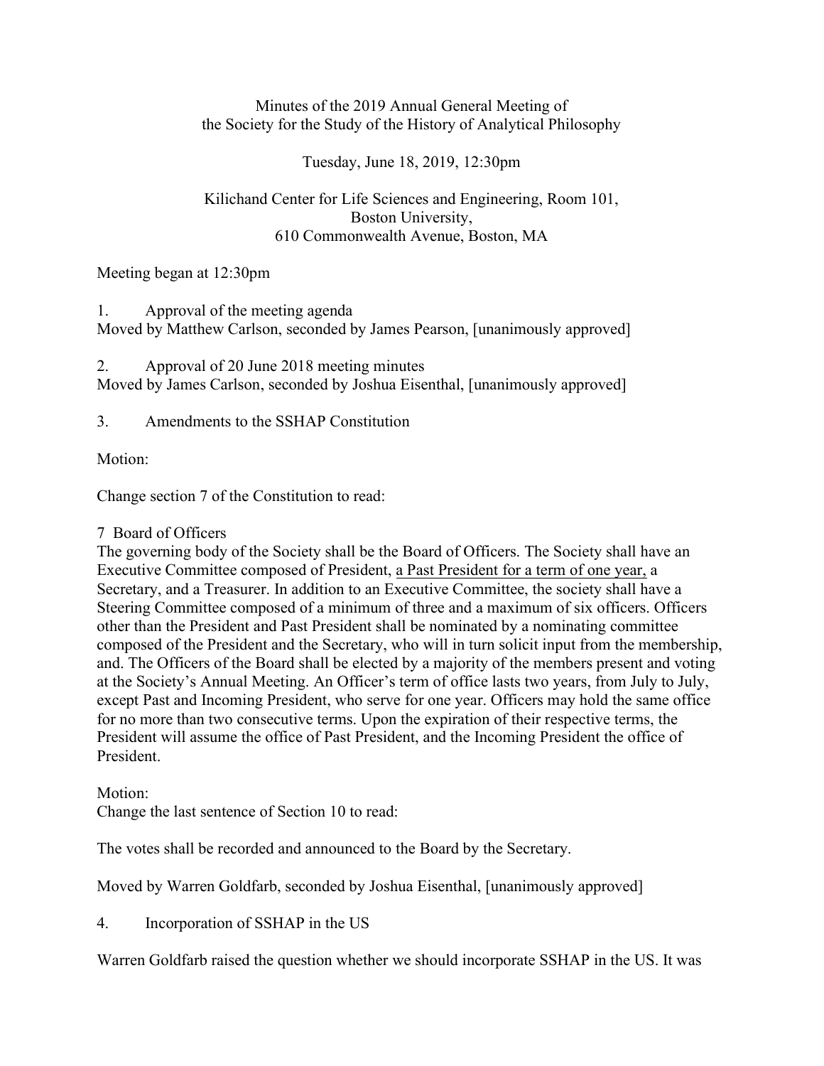Minutes of the 2019 Annual General Meeting of
the Society for the Study of the History of Analytical Philosophy

Tuesday, June 18, 2019, 12:30pm

Kilichand Center for Life Sciences and Engineering, Room 101,
Boston University,
610 Commonwealth Avenue, Boston, MA

Meeting began at 12:30pm

1. Approval of the meeting agenda
Moved by Matthew Carlson, seconded by James Pearson, [unanimously approved]

2. Approval of 20 June 2018 meeting minutes
Moved by James Carlson, seconded by Joshua Eisenthal, [unanimously approved]

3. Amendments to the SSHAP Constitution

Motion:

Change section 7 of the Constitution to read:

7 Board of Officers
The governing body of the Society shall be the Board of Officers. The Society shall have an Executive Committee composed of President, <u>a Past President for a term of one year,</u> a Secretary, and a Treasurer. In addition to an Executive Committee, the society shall have a Steering Committee composed of a minimum of three and a maximum of six officers. Officers other than the President and Past President shall be nominated by a nominating committee composed of the President and the Secretary, who will in turn solicit input from the membership, and. The Officers of the Board shall be elected by a majority of the members present and voting at the Society's Annual Meeting. An Officer's term of office lasts two years, from July to July, except Past and Incoming President, who serve for one year. Officers may hold the same office for no more than two consecutive terms. Upon the expiration of their respective terms, the President will assume the office of Past President, and the Incoming President the office of President.

Motion:
Change the last sentence of Section 10 to read:

The votes shall be recorded and announced to the Board by the Secretary.

Moved by Warren Goldfarb, seconded by Joshua Eisenthal, [unanimously approved]

4. Incorporation of SSHAP in the US

Warren Goldfarb raised the question whether we should incorporate SSHAP in the US. It was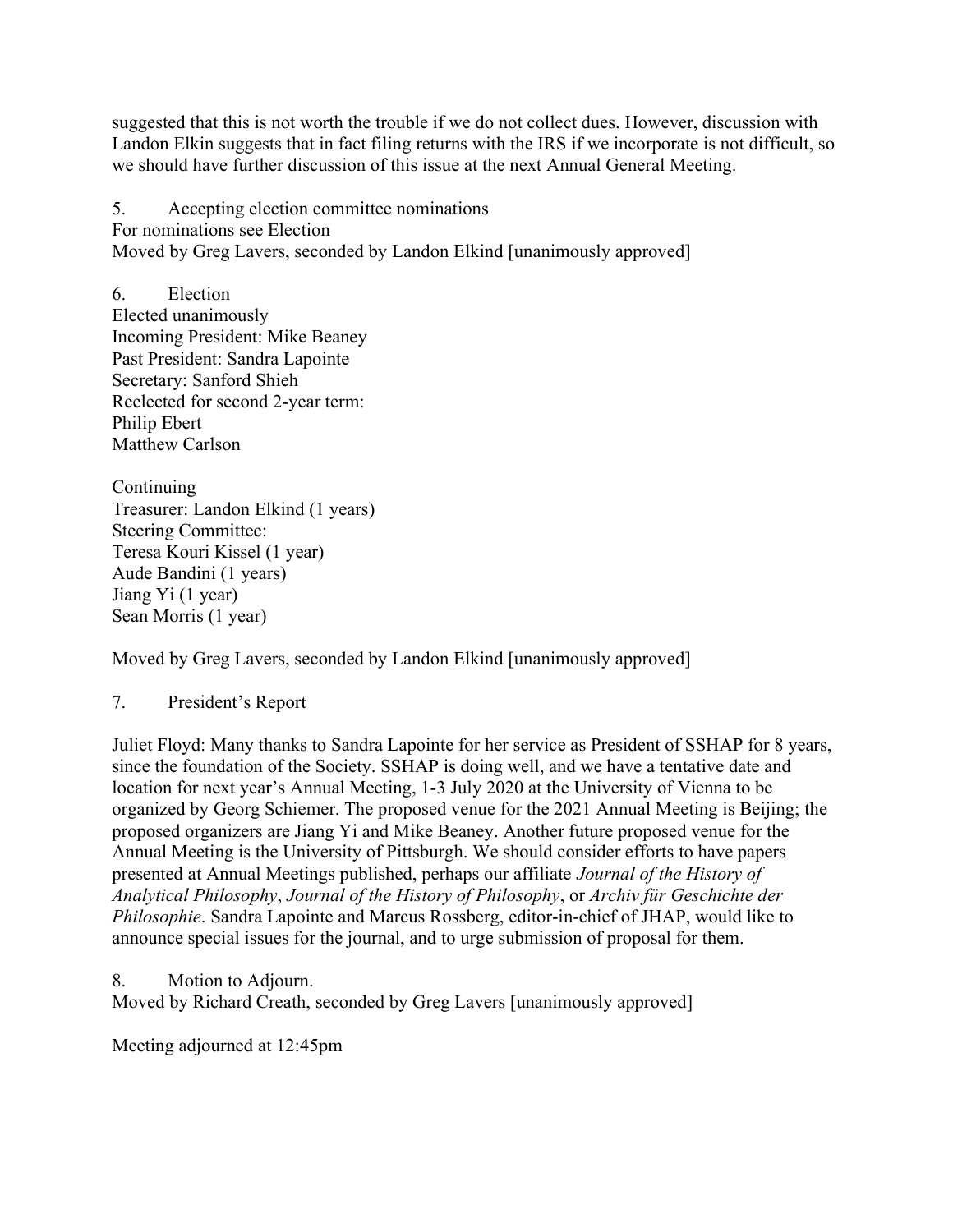suggested that this is not worth the trouble if we do not collect dues. However, discussion with Landon Elkin suggests that in fact filing returns with the IRS if we incorporate is not difficult, so we should have further discussion of this issue at the next Annual General Meeting.

5. Accepting election committee nominations
For nominations see Election
Moved by Greg Lavers, seconded by Landon Elkind [unanimously approved]

6. Election
Elected unanimously
Incoming President: Mike Beaney
Past President: Sandra Lapointe
Secretary: Sanford Shieh
Reelected for second 2-year term:
Philip Ebert
Matthew Carlson

Continuing
Treasurer: Landon Elkind (1 years)
Steering Committee:
Teresa Kouri Kissel (1 year)
Aude Bandini (1 years)
Jiang Yi (1 year)
Sean Morris (1 year)

Moved by Greg Lavers, seconded by Landon Elkind [unanimously approved]

7. President's Report

Juliet Floyd: Many thanks to Sandra Lapointe for her service as President of SSHAP for 8 years, since the foundation of the Society. SSHAP is doing well, and we have a tentative date and location for next year's Annual Meeting, 1-3 July 2020 at the University of Vienna to be organized by Georg Schiemer. The proposed venue for the 2021 Annual Meeting is Beijing; the proposed organizers are Jiang Yi and Mike Beaney. Another future proposed venue for the Annual Meeting is the University of Pittsburgh. We should consider efforts to have papers presented at Annual Meetings published, perhaps our affiliate *Journal of the History of Analytical Philosophy*, *Journal of the History of Philosophy*, or *Archiv für Geschichte der Philosophie*. Sandra Lapointe and Marcus Rossberg, editor-in-chief of JHAP, would like to announce special issues for the journal, and to urge submission of proposal for them.

8. Motion to Adjourn.
Moved by Richard Creath, seconded by Greg Lavers [unanimously approved]

Meeting adjourned at 12:45pm